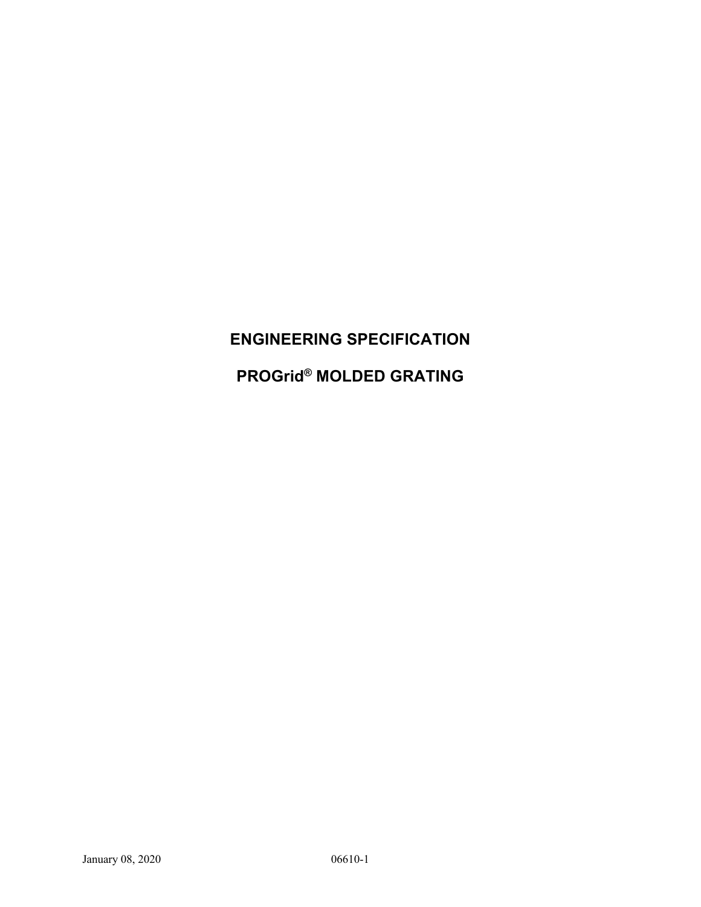# ENGINEERING SPECIFICATION

# PROGrid® MOLDED GRATING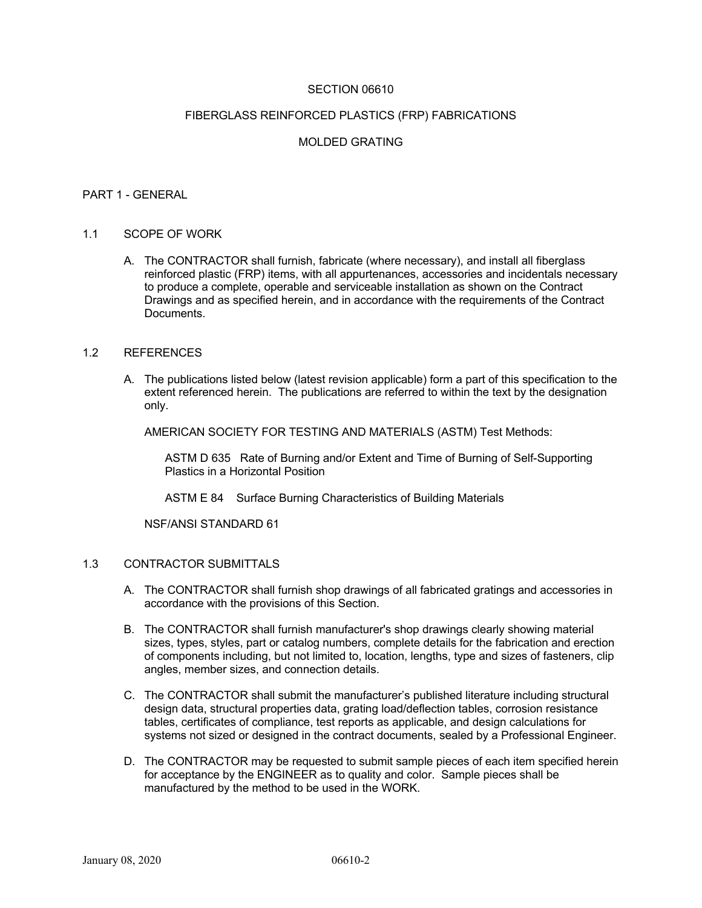# SECTION 06610

# FIBERGLASS REINFORCED PLASTICS (FRP) FABRICATIONS

# MOLDED GRATING

## PART 1 - GENERAL

### 1.1 SCOPE OF WORK

A. The CONTRACTOR shall furnish, fabricate (where necessary), and install all fiberglass reinforced plastic (FRP) items, with all appurtenances, accessories and incidentals necessary to produce a complete, operable and serviceable installation as shown on the Contract Drawings and as specified herein, and in accordance with the requirements of the Contract Documents.

### 1.2 REFERENCES

A. The publications listed below (latest revision applicable) form a part of this specification to the extent referenced herein. The publications are referred to within the text by the designation only.

AMERICAN SOCIETY FOR TESTING AND MATERIALS (ASTM) Test Methods:

ASTM D 635 Rate of Burning and/or Extent and Time of Burning of Self-Supporting Plastics in a Horizontal Position

ASTM E 84 Surface Burning Characteristics of Building Materials

NSF/ANSI STANDARD 61

### 1.3 CONTRACTOR SUBMITTALS

A. The CONTRACTOR shall furnish shop drawings of all fabricated gratings and accessories in accordance with the provisions of this Section.

B. The CONTRACTOR shall furnish manufacturer's shop drawings clearly showing material sizes, types, styles, part or catalog numbers, complete details for the fabrication and erection of components including, but not limited to, location, lengths, type and sizes of fasteners, clip angles, member sizes, and connection details.

C. The CONTRACTOR shall submit the manufacturer's published literature including structural design data, structural properties data, grating load/deflection tables, corrosion resistance tables, certificates of compliance, test reports as applicable, and design calculations for systems not sized or designed in the contract documents, sealed by a Professional Engineer.

D. The CONTRACTOR may be requested to submit sample pieces of each item specified herein for acceptance by the ENGINEER as to quality and color. Sample pieces shall be manufactured by the method to be used in the WORK.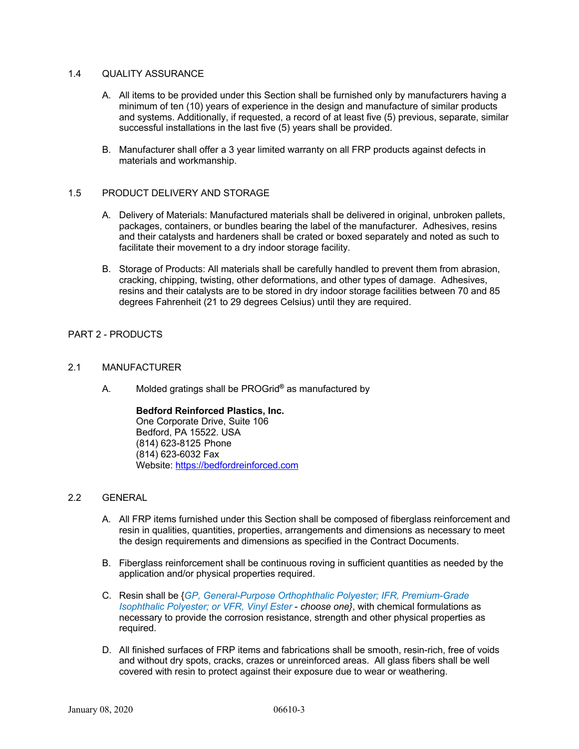## 1.4 QUALITY ASSURANCE

A. All items to be provided under this Section shall be furnished only by manufacturers having a minimum of ten (10) years of experience in the design and manufacture of similar products and systems. Additionally, if requested, a record of at least five (5) previous, separate, similar successful installations in the last five (5) years shall be provided.

B. Manufacturer shall offer a 3 year limited warranty on all FRP products against defects in materials and workmanship.

## 1.5 PRODUCT DELIVERY AND STORAGE

A. Delivery of Materials: Manufactured materials shall be delivered in original, unbroken pallets, packages, containers, or bundles bearing the label of the manufacturer. Adhesives, resins and their catalysts and hardeners shall be crated or boxed separately and noted as such to facilitate their movement to a dry indoor storage facility.

B. Storage of Products: All materials shall be carefully handled to prevent them from abrasion, cracking, chipping, twisting, other deformations, and other types of damage. Adhesives, resins and their catalysts are to be stored in dry indoor storage facilities between 70 and 85 degrees Fahrenheit (21 to 29 degrees Celsius) until they are required.

# PART 2 - PRODUCTS

## 2.1 MANUFACTURER

A. Molded gratings shall be PROGrid® as manufactured by

**Bedford Reinforced Plastics, Inc.**
One Corporate Drive, Suite 106
Bedford, PA 15522. USA
(814) 623-8125 Phone
(814) 623-6032 Fax
Website: https://bedfordreinforced.com

## 2.2 GENERAL

A. All FRP items furnished under this Section shall be composed of fiberglass reinforcement and resin in qualities, quantities, properties, arrangements and dimensions as necessary to meet the design requirements and dimensions as specified in the Contract Documents.

B. Fiberglass reinforcement shall be continuous roving in sufficient quantities as needed by the application and/or physical properties required.

C. Resin shall be {*GP, General-Purpose Orthophthalic Polyester; IFR, Premium-Grade Isophthalic Polyester; or VFR, Vinyl Ester - choose one*}, with chemical formulations as necessary to provide the corrosion resistance, strength and other physical properties as required.

D. All finished surfaces of FRP items and fabrications shall be smooth, resin-rich, free of voids and without dry spots, cracks, crazes or unreinforced areas. All glass fibers shall be well covered with resin to protect against their exposure due to wear or weathering.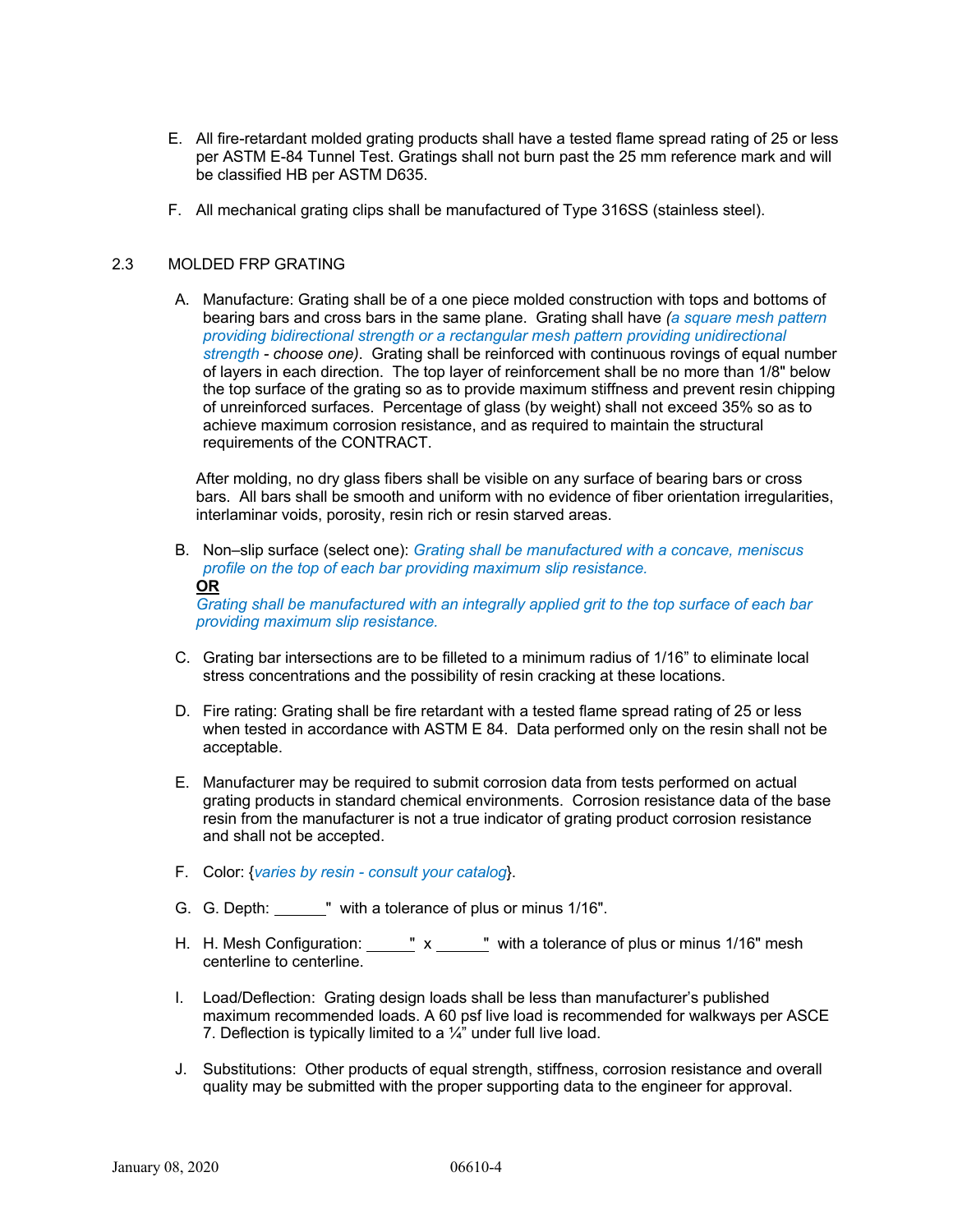E. All fire-retardant molded grating products shall have a tested flame spread rating of 25 or less per ASTM E-84 Tunnel Test. Gratings shall not burn past the 25 mm reference mark and will be classified HB per ASTM D635.

F. All mechanical grating clips shall be manufactured of Type 316SS (stainless steel).

## 2.3 MOLDED FRP GRATING

A. Manufacture: Grating shall be of a one piece molded construction with tops and bottoms of bearing bars and cross bars in the same plane. Grating shall have *(a square mesh pattern providing bidirectional strength or a rectangular mesh pattern providing unidirectional strength - choose one)*. Grating shall be reinforced with continuous rovings of equal number of layers in each direction. The top layer of reinforcement shall be no more than 1/8" below the top surface of the grating so as to provide maximum stiffness and prevent resin chipping of unreinforced surfaces. Percentage of glass (by weight) shall not exceed 35% so as to achieve maximum corrosion resistance, and as required to maintain the structural requirements of the CONTRACT.

After molding, no dry glass fibers shall be visible on any surface of bearing bars or cross bars. All bars shall be smooth and uniform with no evidence of fiber orientation irregularities, interlaminar voids, porosity, resin rich or resin starved areas.

B. Non–slip surface (select one): *Grating shall be manufactured with a concave, meniscus profile on the top of each bar providing maximum slip resistance.*

**OR**

*Grating shall be manufactured with an integrally applied grit to the top surface of each bar providing maximum slip resistance.*

C. Grating bar intersections are to be filleted to a minimum radius of 1/16" to eliminate local stress concentrations and the possibility of resin cracking at these locations.

D. Fire rating: Grating shall be fire retardant with a tested flame spread rating of 25 or less when tested in accordance with ASTM E 84. Data performed only on the resin shall not be acceptable.

E. Manufacturer may be required to submit corrosion data from tests performed on actual grating products in standard chemical environments. Corrosion resistance data of the base resin from the manufacturer is not a true indicator of grating product corrosion resistance and shall not be accepted.

F. Color: {*varies by resin - consult your catalog*}.

G. G. Depth: ______" with a tolerance of plus or minus 1/16".

H. H. Mesh Configuration: ______" x ______" with a tolerance of plus or minus 1/16" mesh centerline to centerline.

I. Load/Deflection: Grating design loads shall be less than manufacturer's published maximum recommended loads. A 60 psf live load is recommended for walkways per ASCE 7. Deflection is typically limited to a ¼" under full live load.

J. Substitutions: Other products of equal strength, stiffness, corrosion resistance and overall quality may be submitted with the proper supporting data to the engineer for approval.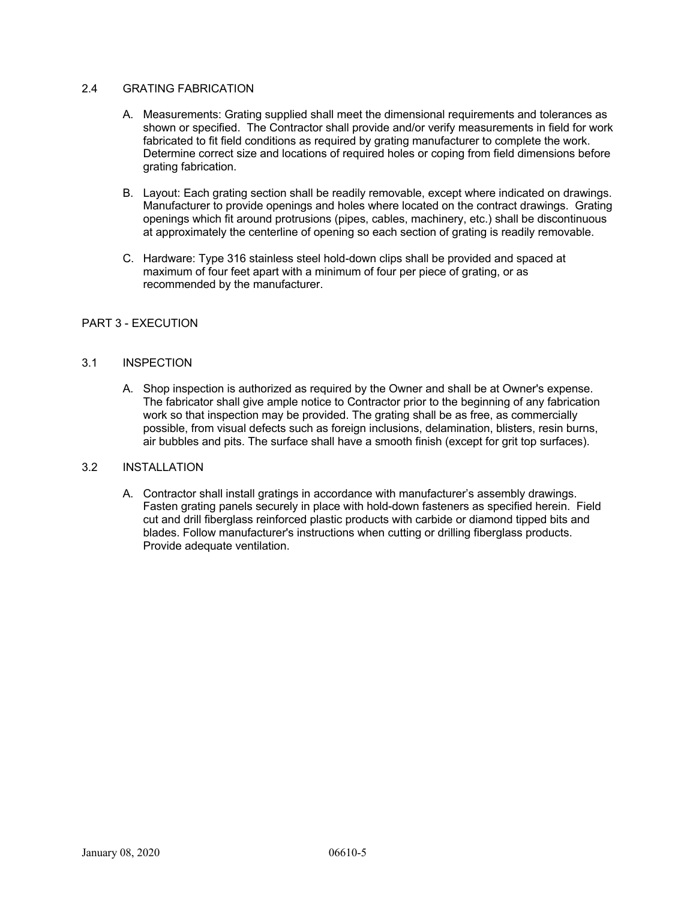## 2.4 GRATING FABRICATION

A. Measurements: Grating supplied shall meet the dimensional requirements and tolerances as shown or specified. The Contractor shall provide and/or verify measurements in field for work fabricated to fit field conditions as required by grating manufacturer to complete the work. Determine correct size and locations of required holes or coping from field dimensions before grating fabrication.

B. Layout: Each grating section shall be readily removable, except where indicated on drawings. Manufacturer to provide openings and holes where located on the contract drawings. Grating openings which fit around protrusions (pipes, cables, machinery, etc.) shall be discontinuous at approximately the centerline of opening so each section of grating is readily removable.

C. Hardware: Type 316 stainless steel hold-down clips shall be provided and spaced at maximum of four feet apart with a minimum of four per piece of grating, or as recommended by the manufacturer.

# PART 3 - EXECUTION

## 3.1 INSPECTION

A. Shop inspection is authorized as required by the Owner and shall be at Owner's expense. The fabricator shall give ample notice to Contractor prior to the beginning of any fabrication work so that inspection may be provided. The grating shall be as free, as commercially possible, from visual defects such as foreign inclusions, delamination, blisters, resin burns, air bubbles and pits. The surface shall have a smooth finish (except for grit top surfaces).

## 3.2 INSTALLATION

A. Contractor shall install gratings in accordance with manufacturer's assembly drawings. Fasten grating panels securely in place with hold-down fasteners as specified herein. Field cut and drill fiberglass reinforced plastic products with carbide or diamond tipped bits and blades. Follow manufacturer's instructions when cutting or drilling fiberglass products. Provide adequate ventilation.